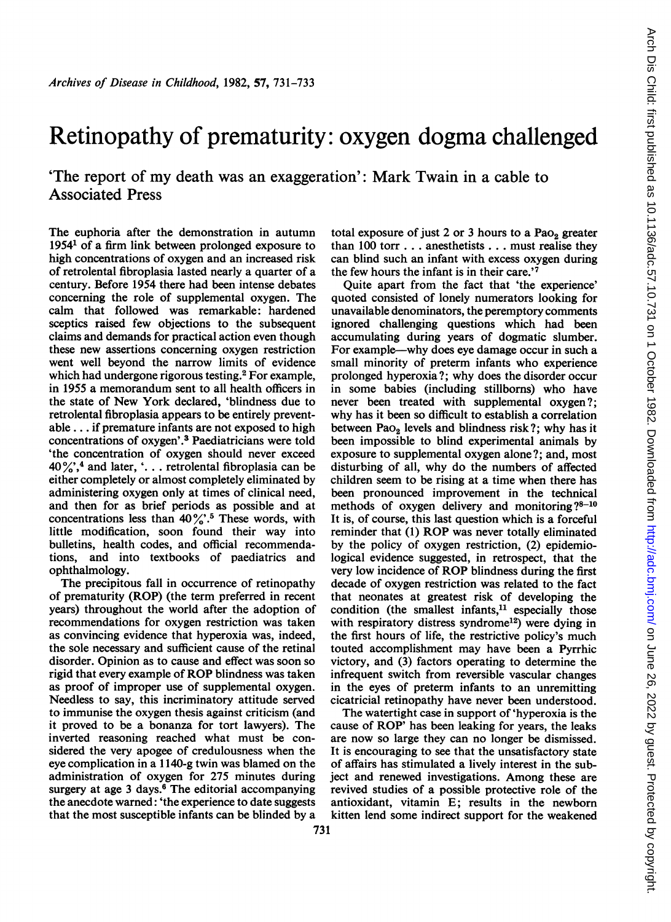# Retinopathy of prematurity: oxygen dogma challenged

'The report of my death was an exaggeration': Mark Twain in a cable to Associated Press

The euphoria after the demonstration in autumn 1954[1] of a firm link between prolonged exposure to high concentrations of oxygen and an increased risk of retrolental fibroplasia lasted nearly a quarter of a century. Before 1954 there had been intense debates concerning the role of supplemental oxygen. The calm that followed was remarkable: hardened sceptics raised few objections to the subsequent claims and demands for practical action even though these new assertions concerning oxygen restriction went well beyond the narrow limits of evidence which had undergone rigorous testing.[2] For example, in 1955 a memorandum sent to all health officers in the state of New York declared, 'blindness due to retrolental fibroplasia appears to be entirely preventable . . . if premature infants are not exposed to high concentrations of oxygen'.[3] Paediatricians were told 'the concentration of oxygen should never exceed 40%',[4] and later, '. . . retrolental fibroplasia can be either completely or almost completely eliminated by administering oxygen only at times of clinical need, and then for as brief periods as possible and at concentrations less than 40%'.[5] These words, with little modification, soon found their way into bulletins, health codes, and official recommendations, and into textbooks of paediatrics and ophthalmology.

The precipitous fall in occurrence of retinopathy of prematurity (ROP) (the term preferred in recent years) throughout the world after the adoption of recommendations for oxygen restriction was taken as convincing evidence that hyperoxia was, indeed, the sole necessary and sufficient cause of the retinal disorder. Opinion as to cause and effect was soon so rigid that every example of ROP blindness was taken as proof of improper use of supplemental oxygen. Needless to say, this incriminatory attitude served to immunise the oxygen thesis against criticism (and it proved to be a bonanza for tort lawyers). The inverted reasoning reached what must be considered the very apogee of credulousness when the eye complication in a 1140-g twin was blamed on the administration of oxygen for 275 minutes during surgery at age 3 days.[6] The editorial accompanying the anecdote warned: 'the experience to date suggests that the most susceptible infants can be blinded by a total exposure of just 2 or 3 hours to a $Pa_{O_2}$ greater than 100 torr . . . anesthetists . . . must realise they can blind such an infant with excess oxygen during the few hours the infant is in their care.'[7]

Quite apart from the fact that 'the experience' quoted consisted of lonely numerators looking for unavailable denominators, the peremptory comments ignored challenging questions which had been accumulating during years of dogmatic slumber. For example—why does eye damage occur in such a small minority of preterm infants who experience prolonged hyperoxia?; why does the disorder occur in some babies (including stillborns) who have never been treated with supplemental oxygen?; why has it been so difficult to establish a correlation between $Pa_{O_2}$ levels and blindness risk?; why has it been impossible to blind experimental animals by exposure to supplemental oxygen alone?; and, most disturbing of all, why do the numbers of affected children seem to be rising at a time when there has been pronounced improvement in the technical methods of oxygen delivery and monitoring?[8–10] It is, of course, this last question which is a forceful reminder that (1) ROP was never totally eliminated by the policy of oxygen restriction, (2) epidemiological evidence suggested, in retrospect, that the very low incidence of ROP blindness during the first decade of oxygen restriction was related to the fact that neonates at greatest risk of developing the condition (the smallest infants,[11] especially those with respiratory distress syndrome[12]) were dying in the first hours of life, the restrictive policy's much touted accomplishment may have been a Pyrrhic victory, and (3) factors operating to determine the infrequent switch from reversible vascular changes in the eyes of preterm infants to an unremitting cicatricial retinopathy have never been understood.

The watertight case in support of 'hyperoxia is the cause of ROP' has been leaking for years, the leaks are now so large they can no longer be dismissed. It is encouraging to see that the unsatisfactory state of affairs has stimulated a lively interest in the subject and renewed investigations. Among these are revived studies of a possible protective role of the antioxidant, vitamin E; results in the newborn kitten lend some indirect support for the weakened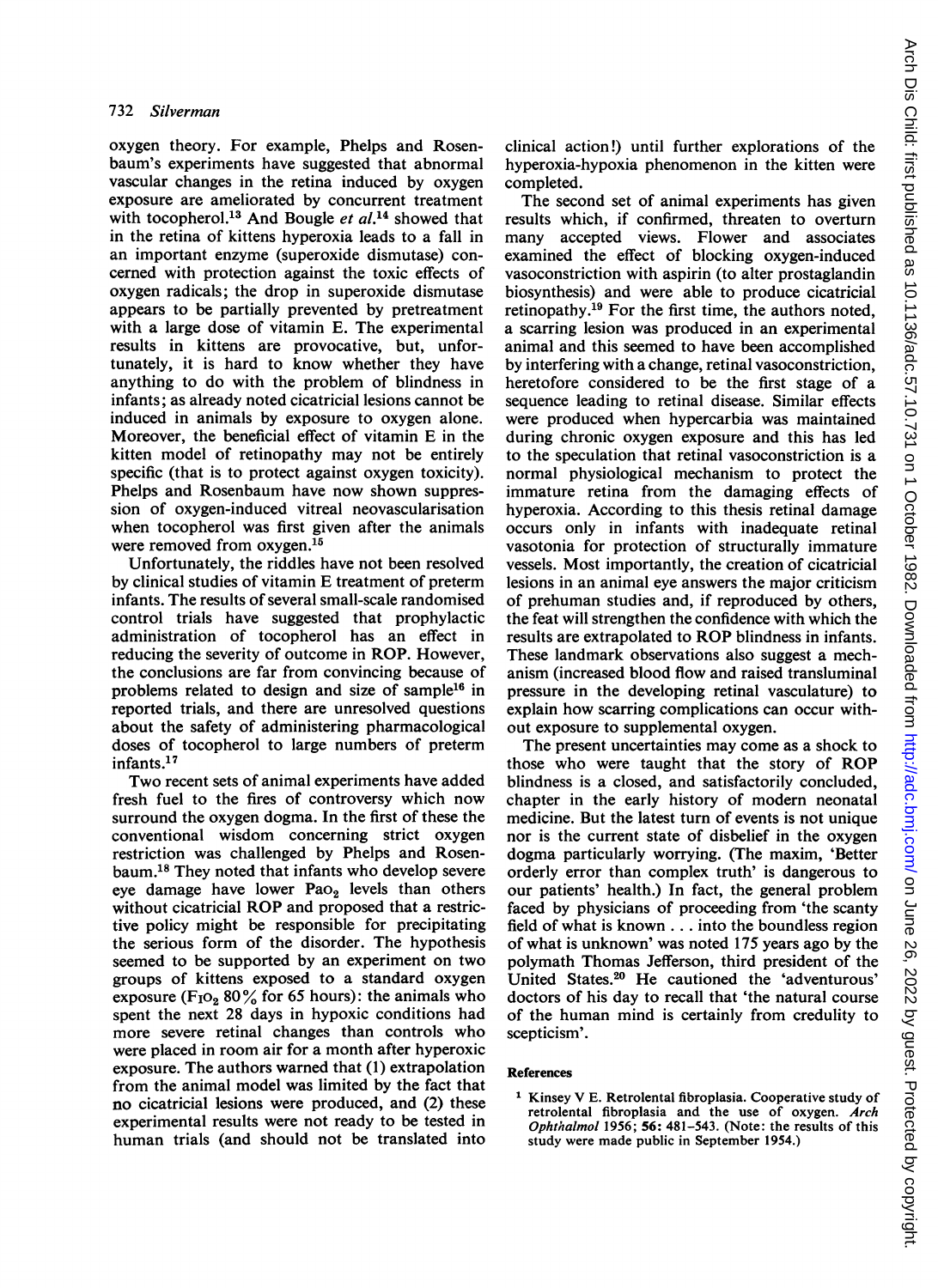oxygen theory. For example, Phelps and Rosenbaum's experiments have suggested that abnormal vascular changes in the retina induced by oxygen exposure are ameliorated by concurrent treatment with tocopherol.[13] And Bougle *et al*.[14] showed that in the retina of kittens hyperoxia leads to a fall in an important enzyme (superoxide dismutase) concerned with protection against the toxic effects of oxygen radicals; the drop in superoxide dismutase appears to be partially prevented by pretreatment with a large dose of vitamin E. The experimental results in kittens are provocative, but, unfortunately, it is hard to know whether they have anything to do with the problem of blindness in infants; as already noted cicatricial lesions cannot be induced in animals by exposure to oxygen alone. Moreover, the beneficial effect of vitamin E in the kitten model of retinopathy may not be entirely specific (that is to protect against oxygen toxicity). Phelps and Rosenbaum have now shown suppression of oxygen-induced vitreal neovascularisation when tocopherol was first given after the animals were removed from oxygen.[15]

Unfortunately, the riddles have not been resolved by clinical studies of vitamin E treatment of preterm infants. The results of several small-scale randomised control trials have suggested that prophylactic administration of tocopherol has an effect in reducing the severity of outcome in ROP. However, the conclusions are far from convincing because of problems related to design and size of sample[16] in reported trials, and there are unresolved questions about the safety of administering pharmacological doses of tocopherol to large numbers of preterm infants.[17]

Two recent sets of animal experiments have added fresh fuel to the fires of controversy which now surround the oxygen dogma. In the first of these the conventional wisdom concerning strict oxygen restriction was challenged by Phelps and Rosenbaum.[18] They noted that infants who develop severe eye damage have lower $Pa_{O_2}$ levels than others without cicatricial ROP and proposed that a restrictive policy might be responsible for precipitating the serious form of the disorder. The hypothesis seemed to be supported by an experiment on two groups of kittens exposed to a standard oxygen exposure ($F_{I}O_2$ 80% for 65 hours): the animals who spent the next 28 days in hypoxic conditions had more severe retinal changes than controls who were placed in room air for a month after hyperoxic exposure. The authors warned that (1) extrapolation from the animal model was limited by the fact that no cicatricial lesions were produced, and (2) these experimental results were not ready to be tested in human trials (and should not be translated into clinical action!) until further explorations of the hyperoxia-hypoxia phenomenon in the kitten were completed.

The second set of animal experiments has given results which, if confirmed, threaten to overturn many accepted views. Flower and associates examined the effect of blocking oxygen-induced vasoconstriction with aspirin (to alter prostaglandin biosynthesis) and were able to produce cicatricial retinopathy.[19] For the first time, the authors noted, a scarring lesion was produced in an experimental animal and this seemed to have been accomplished by interfering with a change, retinal vasoconstriction, heretofore considered to be the first stage of a sequence leading to retinal disease. Similar effects were produced when hypercarbia was maintained during chronic oxygen exposure and this has led to the speculation that retinal vasoconstriction is a normal physiological mechanism to protect the immature retina from the damaging effects of hyperoxia. According to this thesis retinal damage occurs only in infants with inadequate retinal vasotonia for protection of structurally immature vessels. Most importantly, the creation of cicatricial lesions in an animal eye answers the major criticism of prehuman studies and, if reproduced by others, the feat will strengthen the confidence with which the results are extrapolated to ROP blindness in infants. These landmark observations also suggest a mechanism (increased blood flow and raised transluminal pressure in the developing retinal vasculature) to explain how scarring complications can occur without exposure to supplemental oxygen.

The present uncertainties may come as a shock to those who were taught that the story of ROP blindness is a closed, and satisfactorily concluded, chapter in the early history of modern neonatal medicine. But the latest turn of events is not unique nor is the current state of disbelief in the oxygen dogma particularly worrying. (The maxim, 'Better orderly error than complex truth' is dangerous to our patients' health.) In fact, the general problem faced by physicians of proceeding from 'the scanty field of what is known . . . into the boundless region of what is unknown' was noted 175 years ago by the polymath Thomas Jefferson, third president of the United States.[20] He cautioned the 'adventurous' doctors of his day to recall that 'the natural course of the human mind is certainly from credulity to scepticism'.

## References

1. Kinsey V E. Retrolental fibroplasia. Cooperative study of retrolental fibroplasia and the use of oxygen. *Arch Ophthalmol* 1956; **56**: 481–543. (Note: the results of this study were made public in September 1954.)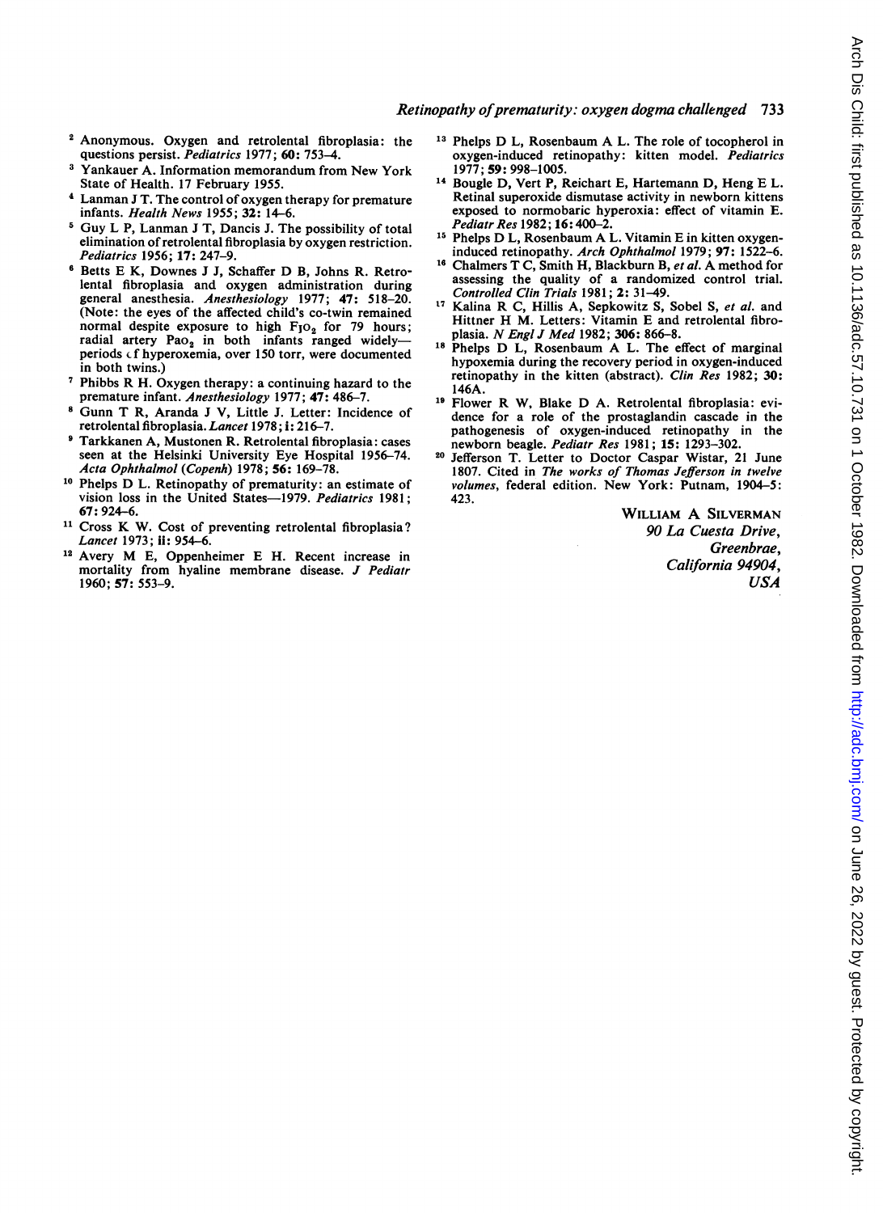[2] Anonymous. Oxygen and retrolental fibroplasia: the questions persist. *Pediatrics* 1977; **60:** 753–4.

[3] Yankauer A. Information memorandum from New York State of Health. 17 February 1955.

[4] Lanman J T. The control of oxygen therapy for premature infants. *Health News* 1955; **32:** 14–6.

[5] Guy L P, Lanman J T, Dancis J. The possibility of total elimination of retrolental fibroplasia by oxygen restriction. *Pediatrics* 1956; **17:** 247–9.

[6] Betts E K, Downes J J, Schaffer D B, Johns R. Retrolental fibroplasia and oxygen administration during general anesthesia. *Anesthesiology* 1977; **47:** 518–20. (Note: the eyes of the affected child's co-twin remained normal despite exposure to high $F_{IO_2}$ for 79 hours; radial artery $Pa_{O_2}$ in both infants ranged widely—periods of hyperoxemia, over 150 torr, were documented in both twins.)

[7] Phibbs R H. Oxygen therapy: a continuing hazard to the premature infant. *Anesthesiology* 1977; **47:** 486–7.

[8] Gunn T R, Aranda J V, Little J. Letter: Incidence of retrolental fibroplasia. *Lancet* 1978; **i:** 216–7.

[9] Tarkkanen A, Mustonen R. Retrolental fibroplasia: cases seen at the Helsinki University Eye Hospital 1956–74. *Acta Ophthalmol (Copenh)* 1978; **56:** 169–78.

[10] Phelps D L. Retinopathy of prematurity: an estimate of vision loss in the United States—1979. *Pediatrics* 1981; **67:** 924–6.

[11] Cross K W. Cost of preventing retrolental fibroplasia? *Lancet* 1973; **ii:** 954–6.

[12] Avery M E, Oppenheimer E H. Recent increase in mortality from hyaline membrane disease. *J Pediatr* 1960; **57:** 553–9.

[13] Phelps D L, Rosenbaum A L. The role of tocopherol in oxygen-induced retinopathy: kitten model. *Pediatrics* 1977; **59:** 998–1005.

[14] Bougle D, Vert P, Reichart E, Hartemann D, Heng E L. Retinal superoxide dismutase activity in newborn kittens exposed to normobaric hyperoxia: effect of vitamin E. *Pediatr Res* 1982; **16:** 400–2.

[15] Phelps D L, Rosenbaum A L. Vitamin E in kitten oxygen-induced retinopathy. *Arch Ophthalmol* 1979; **97:** 1522–6.

[16] Chalmers T C, Smith H, Blackburn B, *et al.* A method for assessing the quality of a randomized control trial. *Controlled Clin Trials* 1981; **2:** 31–49.

[17] Kalina R C, Hillis A, Sepkowitz S, Sobel S, *et al.* and Hittner H M. Letters: Vitamin E and retrolental fibroplasia. *N Engl J Med* 1982; **306:** 866–8.

[18] Phelps D L, Rosenbaum A L. The effect of marginal hypoxemia during the recovery period in oxygen-induced retinopathy in the kitten (abstract). *Clin Res* 1982; **30:** 146A.

[19] Flower R W, Blake D A. Retrolental fibroplasia: evidence for a role of the prostaglandin cascade in the pathogenesis of oxygen-induced retinopathy in the newborn beagle. *Pediatr Res* 1981; **15:** 1293–302.

[20] Jefferson T. Letter to Doctor Caspar Wistar, 21 June 1807. Cited in *The works of Thomas Jefferson in twelve volumes*, federal edition. New York: Putnam, 1904–5: 423.

WILLIAM A SILVERMAN
*90 La Cuesta Drive,*
*Greenbrae,*
*California 94904,*
*USA*